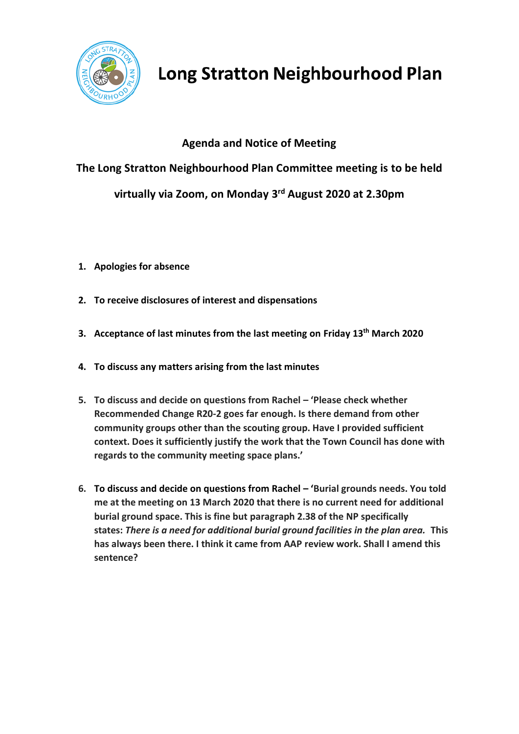# Long Stratton Neighbourhood Plan

**Agenda and Notice of Meeting**

**The Long Stratton Neighbourhood Plan Committee meeting is to be held virtually via Zoom, on Monday 3rd August 2020 at 2.30pm**

1. **Apologies for absence**
2. **To receive disclosures of interest and dispensations**
3. **Acceptance of last minutes from the last meeting on Friday 13th March 2020**
4. **To discuss any matters arising from the last minutes**
5. **To discuss and decide on questions from Rachel – 'Please check whether Recommended Change R20-2 goes far enough. Is there demand from other community groups other than the scouting group. Have I provided sufficient context. Does it sufficiently justify the work that the Town Council has done with regards to the community meeting space plans.'**
6. **To discuss and decide on questions from Rachel – 'Burial grounds needs. You told me at the meeting on 13 March 2020 that there is no current need for additional burial ground space. This is fine but paragraph 2.38 of the NP specifically states: *There is a need for additional burial ground facilities in the plan area.* This has always been there. I think it came from AAP review work. Shall I amend this sentence?**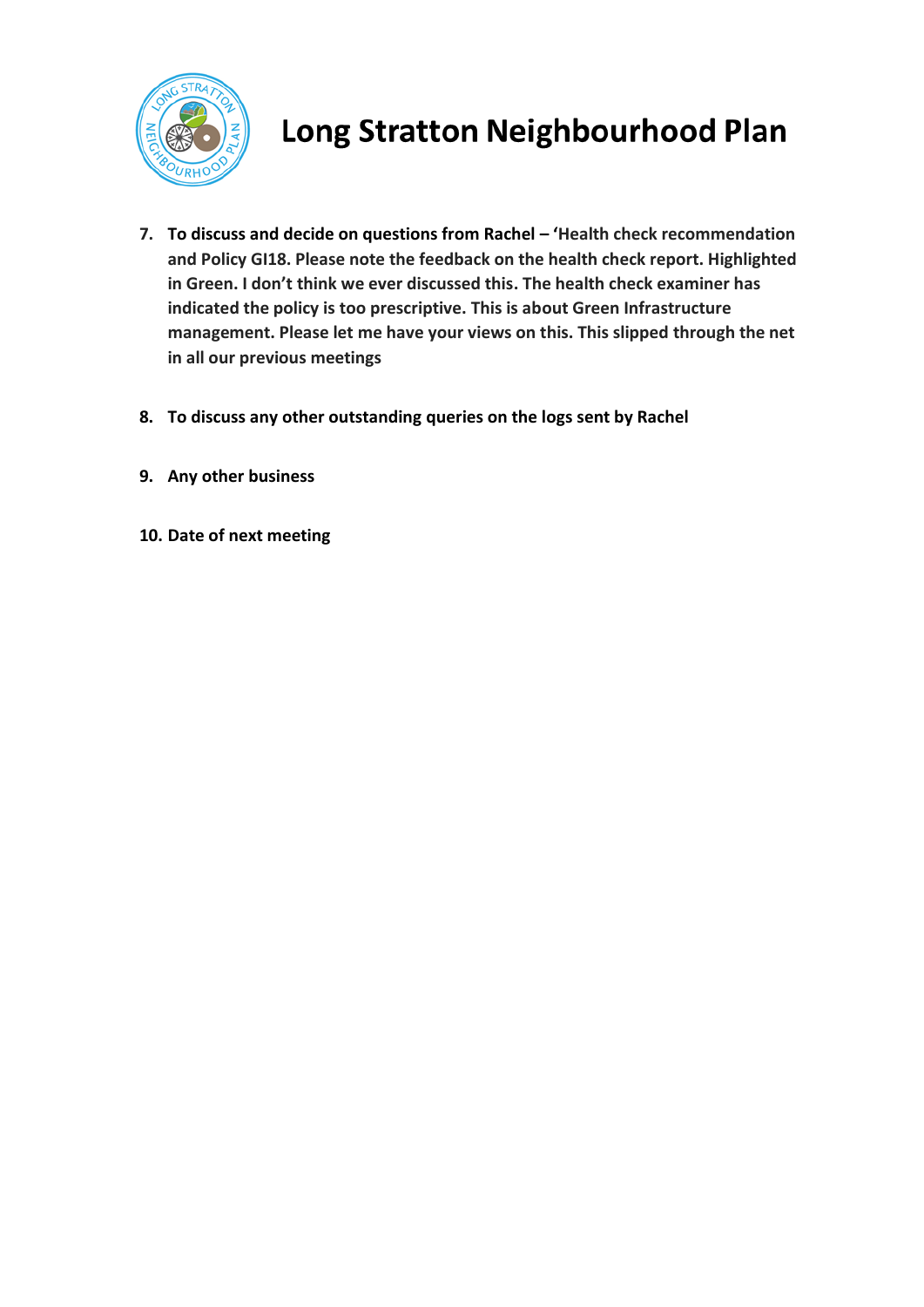# Long Stratton Neighbourhood Plan

7. **To discuss and decide on questions from Rachel – 'Health check recommendation and Policy GI18. Please note the feedback on the health check report. Highlighted in Green. I don't think we ever discussed this. The health check examiner has indicated the policy is too prescriptive. This is about Green Infrastructure management. Please let me have your views on this. This slipped through the net in all our previous meetings**

8. **To discuss any other outstanding queries on the logs sent by Rachel**

9. **Any other business**

10. **Date of next meeting**